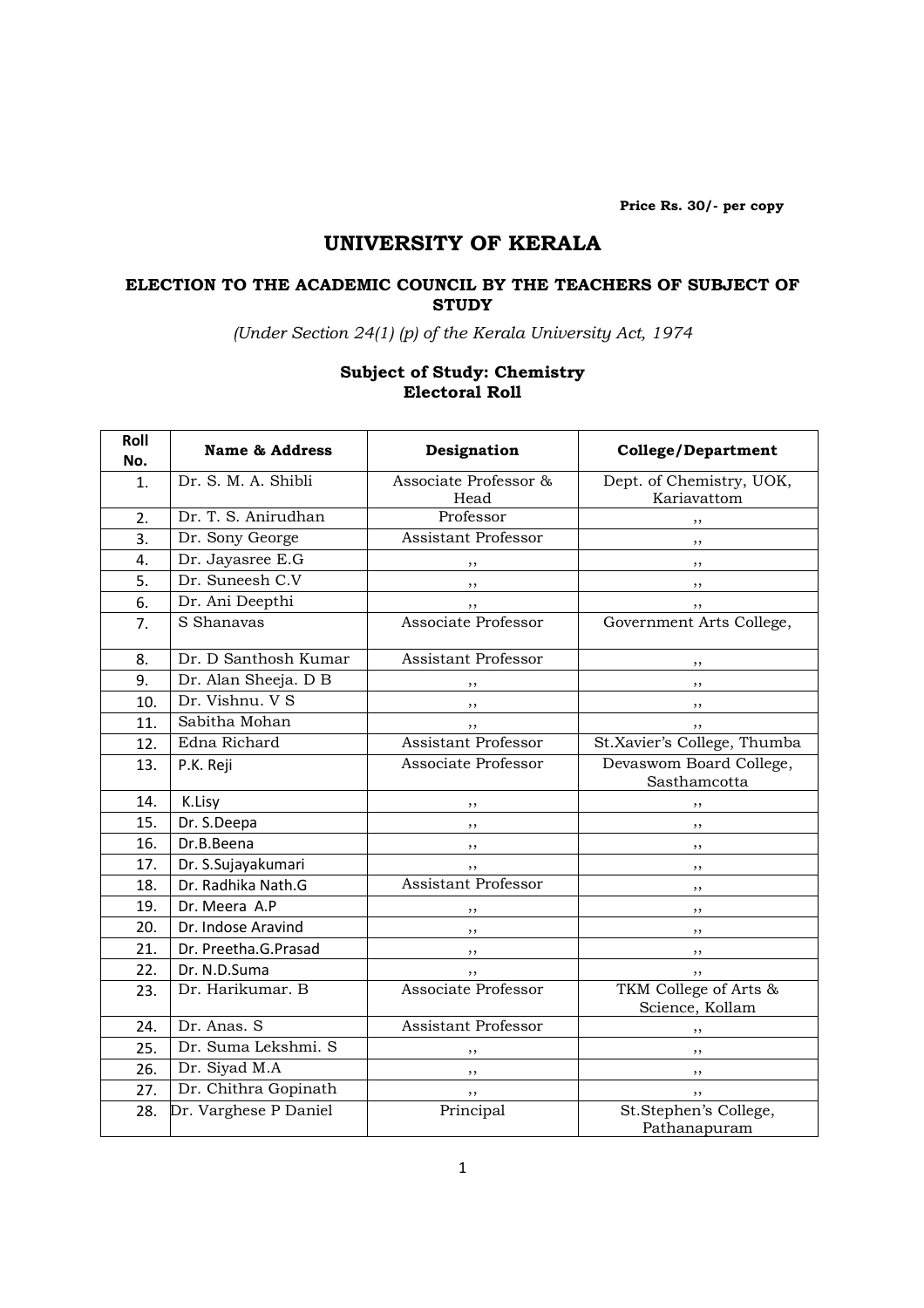Price Rs. 30/- per copy

# UNIVERSITY OF KERALA

## ELECTION TO THE ACADEMIC COUNCIL BY THE TEACHERS OF SUBJECT OF STUDY

*(Under Section 24(1) (p) of the Kerala University Act, 1974*

### Subject of Study: Chemistry
### Electoral Roll

| Roll No. | Name & Address | Designation | College/Department |
|---|---|---|---|
| 1. | Dr. S. M. A. Shibli | Associate Professor & Head | Dept. of Chemistry, UOK, Kariavattom |
| 2. | Dr. T. S. Anirudhan | Professor | ,, |
| 3. | Dr. Sony George | Assistant Professor | ,, |
| 4. | Dr. Jayasree E.G | ,, | ,, |
| 5. | Dr. Suneesh C.V | ,, | ,, |
| 6. | Dr. Ani Deepthi | ,, | ,, |
| 7. | S Shanavas | Associate Professor | Government Arts College, |
| 8. | Dr. D Santhosh Kumar | Assistant Professor | ,, |
| 9. | Dr. Alan Sheeja. D B | ,, | ,, |
| 10. | Dr. Vishnu. V S | ,, | ,, |
| 11. | Sabitha Mohan | ,, | ,, |
| 12. | Edna Richard | Assistant Professor | St.Xavier's College, Thumba |
| 13. | P.K. Reji | Associate Professor | Devaswom Board College, Sasthamcotta |
| 14. | K.Lisy | ,, | ,, |
| 15. | Dr. S.Deepa | ,, | ,, |
| 16. | Dr.B.Beena | ,, | ,, |
| 17. | Dr. S.Sujayakumari | ,, | ,, |
| 18. | Dr. Radhika Nath.G | Assistant Professor | ,, |
| 19. | Dr. Meera A.P | ,, | ,, |
| 20. | Dr. Indose Aravind | ,, | ,, |
| 21. | Dr. Preetha.G.Prasad | ,, | ,, |
| 22. | Dr. N.D.Suma | ,, | ,, |
| 23. | Dr. Harikumar. B | Associate Professor | TKM College of Arts & Science, Kollam |
| 24. | Dr. Anas. S | Assistant Professor | ,, |
| 25. | Dr. Suma Lekshmi. S | ,, | ,, |
| 26. | Dr. Siyad M.A | ,, | ,, |
| 27. | Dr. Chithra Gopinath | ,, | ,, |
| 28. | Dr. Varghese P Daniel | Principal | St.Stephen's College, Pathanapuram |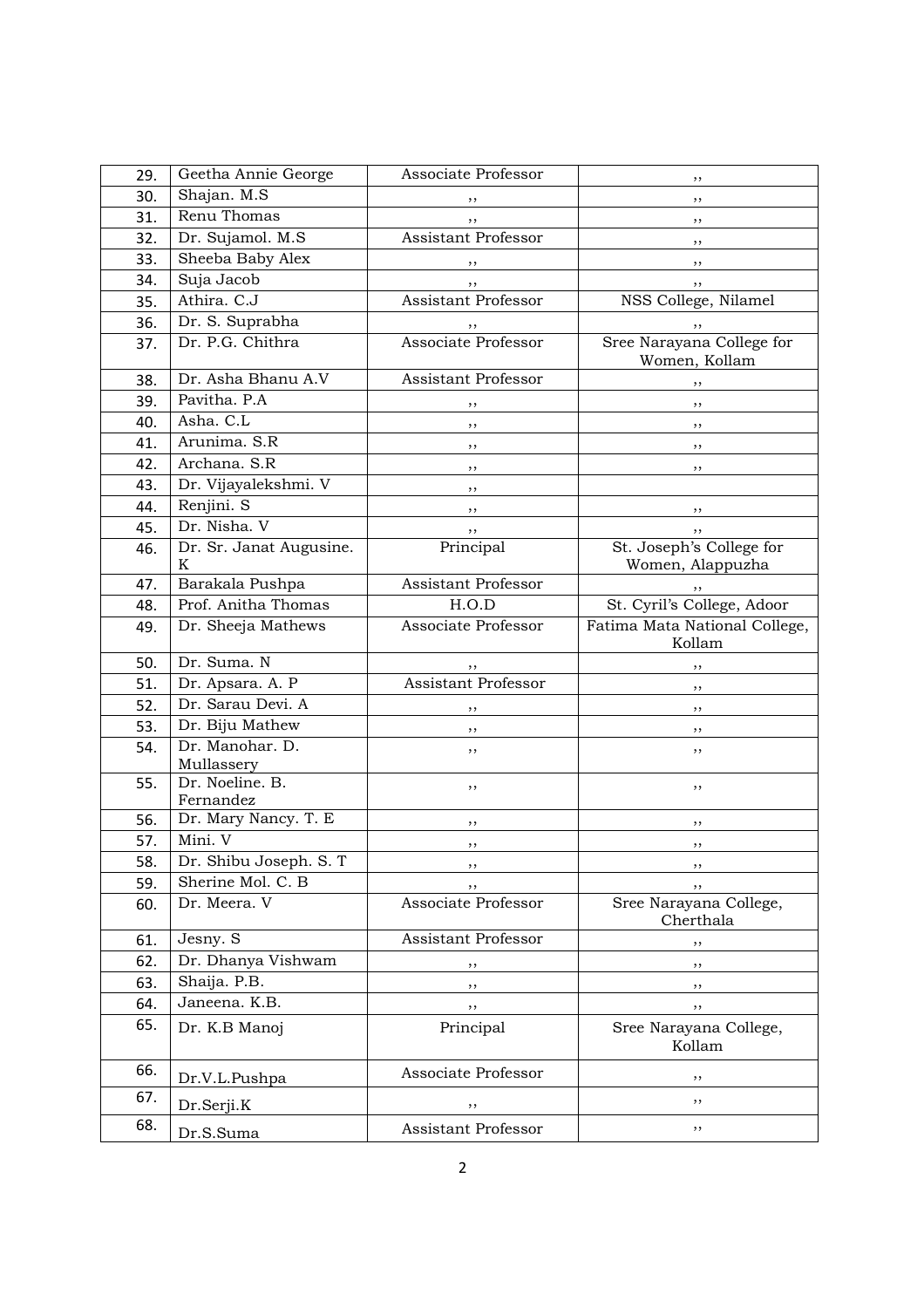| 29. | Geetha Annie George | Associate Professor | ,, |
|---|---|---|---|
| 30. | Shajan. M.S | ,, | ,, |
| 31. | Renu Thomas | ,, | ,, |
| 32. | Dr. Sujamol. M.S | Assistant Professor | ,, |
| 33. | Sheeba Baby Alex | ,, | ,, |
| 34. | Suja Jacob | ,, | ,, |
| 35. | Athira. C.J | Assistant Professor | NSS College, Nilamel |
| 36. | Dr. S. Suprabha | ,, | ,, |
| 37. | Dr. P.G. Chithra | Associate Professor | Sree Narayana College for Women, Kollam |
| 38. | Dr. Asha Bhanu A.V | Assistant Professor | ,, |
| 39. | Pavitha. P.A | ,, | ,, |
| 40. | Asha. C.L | ,, | ,, |
| 41. | Arunima. S.R | ,, | ,, |
| 42. | Archana. S.R | ,, | ,, |
| 43. | Dr. Vijayalekshmi. V | ,, | |
| 44. | Renjini. S | ,, | ,, |
| 45. | Dr. Nisha. V | ,, | ,, |
| 46. | Dr. Sr. Janat Augusine. K | Principal | St. Joseph's College for Women, Alappuzha |
| 47. | Barakala Pushpa | Assistant Professor | ,, |
| 48. | Prof. Anitha Thomas | H.O.D | St. Cyril's College, Adoor |
| 49. | Dr. Sheeja Mathews | Associate Professor | Fatima Mata National College, Kollam |
| 50. | Dr. Suma. N | ,, | ,, |
| 51. | Dr. Apsara. A. P | Assistant Professor | ,, |
| 52. | Dr. Sarau Devi. A | ,, | ,, |
| 53. | Dr. Biju Mathew | ,, | ,, |
| 54. | Dr. Manohar. D. Mullassery | ,, | ,, |
| 55. | Dr. Noeline. B. Fernandez | ,, | ,, |
| 56. | Dr. Mary Nancy. T. E | ,, | ,, |
| 57. | Mini. V | ,, | ,, |
| 58. | Dr. Shibu Joseph. S. T | ,, | ,, |
| 59. | Sherine Mol. C. B | ,, | ,, |
| 60. | Dr. Meera. V | Associate Professor | Sree Narayana College, Cherthala |
| 61. | Jesny. S | Assistant Professor | ,, |
| 62. | Dr. Dhanya Vishwam | ,, | ,, |
| 63. | Shaija. P.B. | ,, | ,, |
| 64. | Janeena. K.B. | ,, | ,, |
| 65. | Dr. K.B Manoj | Principal | Sree Narayana College, Kollam |
| 66. | Dr.V.L.Pushpa | Associate Professor | ,, |
| 67. | Dr.Serji.K | ,, | ,, |
| 68. | Dr.S.Suma | Assistant Professor | ,, |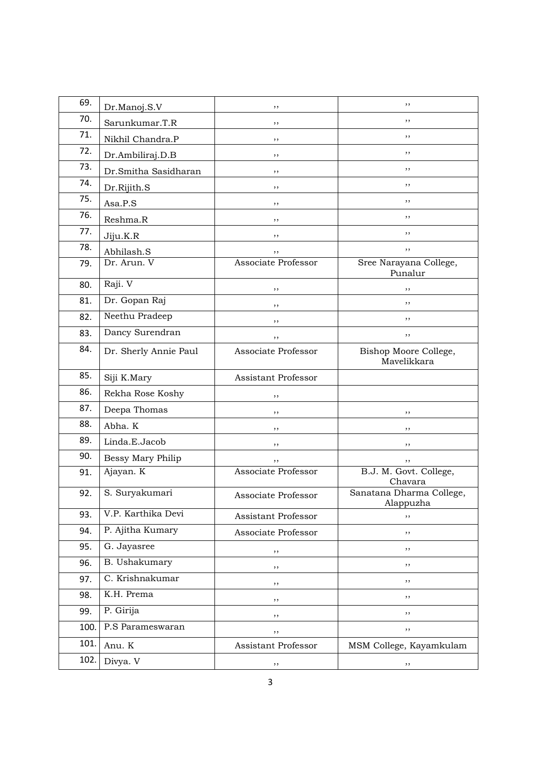| 69. | Dr.Manoj.S.V | ,, | ,, |
|---|---|---|---|
| 70. | Sarunkumar.T.R | ,, | ,, |
| 71. | Nikhil Chandra.P | ,, | ,, |
| 72. | Dr.Ambiliraj.D.B | ,, | ,, |
| 73. | Dr.Smitha Sasidharan | ,, | ,, |
| 74. | Dr.Rijith.S | ,, | ,, |
| 75. | Asa.P.S | ,, | ,, |
| 76. | Reshma.R | ,, | ,, |
| 77. | Jiju.K.R | ,, | ,, |
| 78. | Abhilash.S | ,, | ,, |
| 79. | Dr. Arun. V | Associate Professor | Sree Narayana College, Punalur |
| 80. | Raji. V | ,, | ,, |
| 81. | Dr. Gopan Raj | ,, | ,, |
| 82. | Neethu Pradeep | ,, | ,, |
| 83. | Dancy Surendran | ,, | ,, |
| 84. | Dr. Sherly Annie Paul | Associate Professor | Bishop Moore College, Mavelikkara |
| 85. | Siji K.Mary | Assistant Professor | |
| 86. | Rekha Rose Koshy | ,, | |
| 87. | Deepa Thomas | ,, | ,, |
| 88. | Abha. K | ,, | ,, |
| 89. | Linda.E.Jacob | ,, | ,, |
| 90. | Bessy Mary Philip | ,, | ,, |
| 91. | Ajayan. K | Associate Professor | B.J. M. Govt. College, Chavara |
| 92. | S. Suryakumari | Associate Professor | Sanatana Dharma College, Alappuzha |
| 93. | V.P. Karthika Devi | Assistant Professor | ,, |
| 94. | P. Ajitha Kumary | Associate Professor | ,, |
| 95. | G. Jayasree | ,, | ,, |
| 96. | B. Ushakumary | ,, | ,, |
| 97. | C. Krishnakumar | ,, | ,, |
| 98. | K.H. Prema | ,, | ,, |
| 99. | P. Girija | ,, | ,, |
| 100. | P.S Parameswaran | ,, | ,, |
| 101. | Anu. K | Assistant Professor | MSM College, Kayamkulam |
| 102. | Divya. V | ,, | ,, |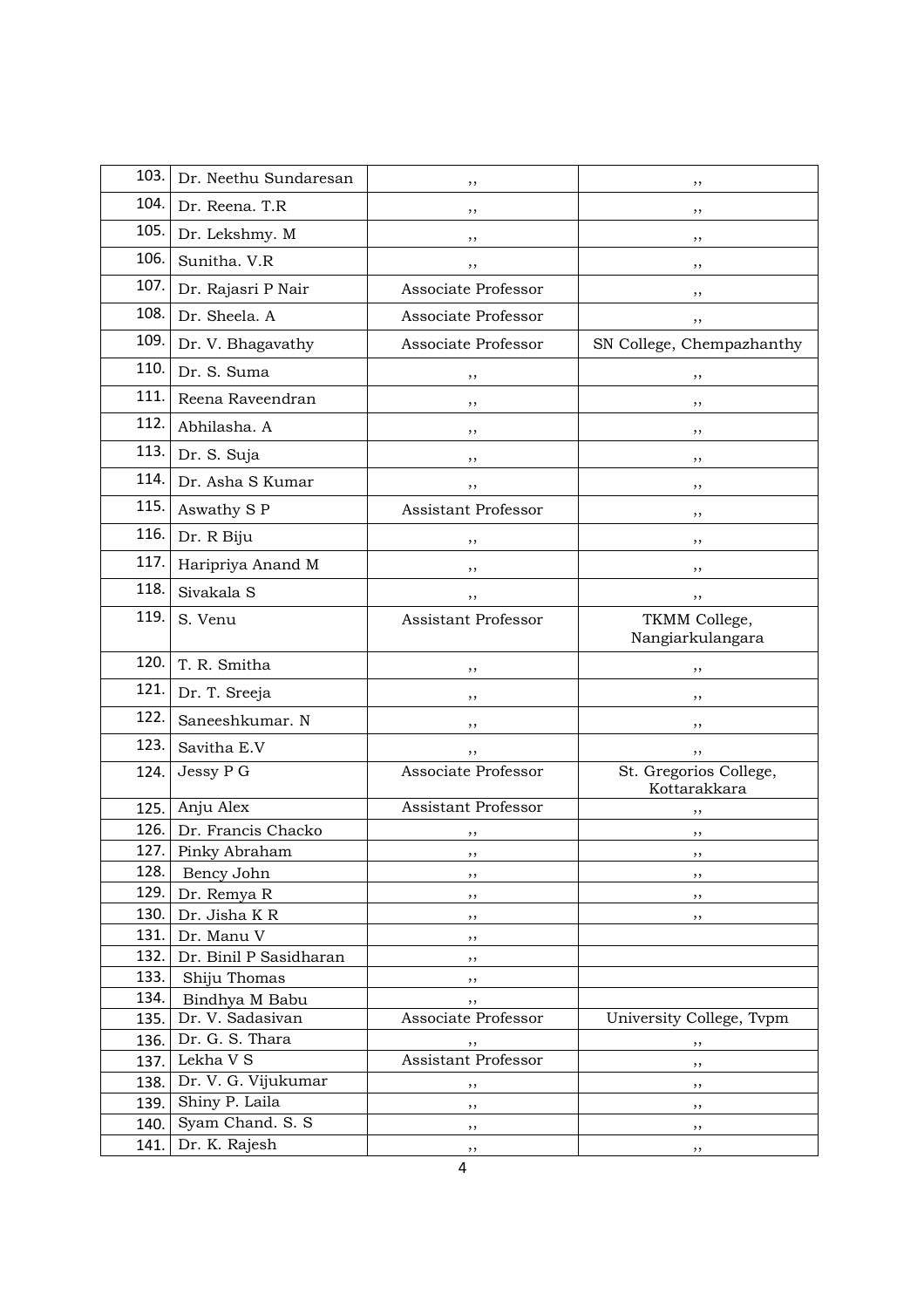| | | | |
|---|---|---|---|
| 103. | Dr. Neethu Sundaresan | ,, | ,, |
| 104. | Dr. Reena. T.R | ,, | ,, |
| 105. | Dr. Lekshmy. M | ,, | ,, |
| 106. | Sunitha. V.R | ,, | ,, |
| 107. | Dr. Rajasri P Nair | Associate Professor | ,, |
| 108. | Dr. Sheela. A | Associate Professor | ,, |
| 109. | Dr. V. Bhagavathy | Associate Professor | SN College, Chempazhanthy |
| 110. | Dr. S. Suma | ,, | ,, |
| 111. | Reena Raveendran | ,, | ,, |
| 112. | Abhilasha. A | ,, | ,, |
| 113. | Dr. S. Suja | ,, | ,, |
| 114. | Dr. Asha S Kumar | ,, | ,, |
| 115. | Aswathy S P | Assistant Professor | ,, |
| 116. | Dr. R Biju | ,, | ,, |
| 117. | Haripriya Anand M | ,, | ,, |
| 118. | Sivakala S | ,, | ,, |
| 119. | S. Venu | Assistant Professor | TKMM College, Nangiarkulangara |
| 120. | T. R. Smitha | ,, | ,, |
| 121. | Dr. T. Sreeja | ,, | ,, |
| 122. | Saneeshkumar. N | ,, | ,, |
| 123. | Savitha E.V | ,, | ,, |
| 124. | Jessy P G | Associate Professor | St. Gregorios College, Kottarakkara |
| 125. | Anju Alex | Assistant Professor | ,, |
| 126. | Dr. Francis Chacko | ,, | ,, |
| 127. | Pinky Abraham | ,, | ,, |
| 128. | Bency John | ,, | ,, |
| 129. | Dr. Remya R | ,, | ,, |
| 130. | Dr. Jisha K R | ,, | ,, |
| 131. | Dr. Manu V | ,, | |
| 132. | Dr. Binil P Sasidharan | ,, | |
| 133. | Shiju Thomas | ,, | |
| 134. | Bindhya M Babu | ,, | |
| 135. | Dr. V. Sadasivan | Associate Professor | University College, Tvpm |
| 136. | Dr. G. S. Thara | ,, | ,, |
| 137. | Lekha V S | Assistant Professor | ,, |
| 138. | Dr. V. G. Vijukumar | ,, | ,, |
| 139. | Shiny P. Laila | ,, | ,, |
| 140. | Syam Chand. S. S | ,, | ,, |
| 141. | Dr. K. Rajesh | ,, | ,, |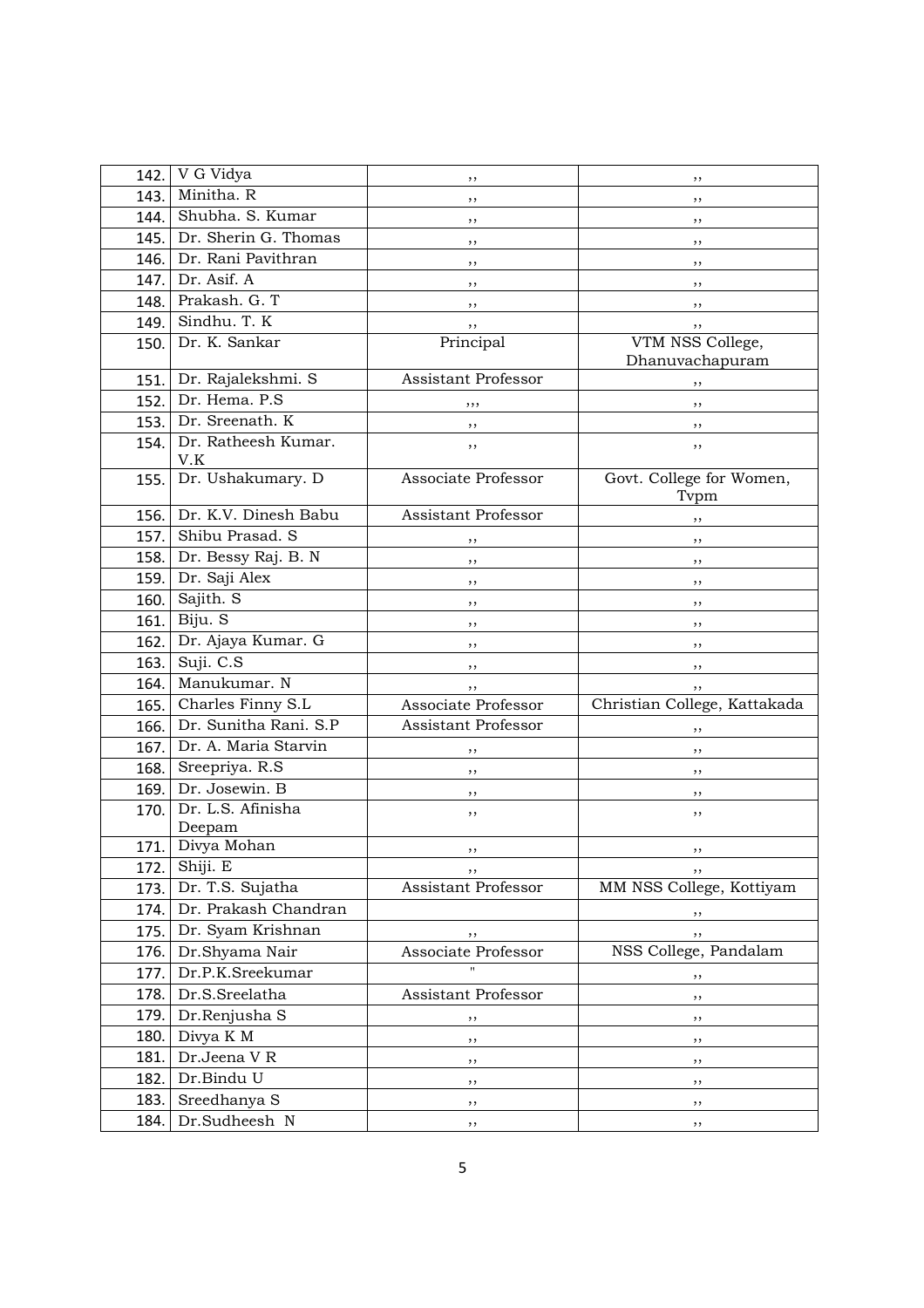| 142. | V G Vidya | ,, | ,, |
|---|---|---|---|
| 143. | Minitha. R | ,, | ,, |
| 144. | Shubha. S. Kumar | ,, | ,, |
| 145. | Dr. Sherin G. Thomas | ,, | ,, |
| 146. | Dr. Rani Pavithran | ,, | ,, |
| 147. | Dr. Asif. A | ,, | ,, |
| 148. | Prakash. G. T | ,, | ,, |
| 149. | Sindhu. T. K | ,, | ,, |
| 150. | Dr. K. Sankar | Principal | VTM NSS College, Dhanuvachapuram |
| 151. | Dr. Rajalekshmi. S | Assistant Professor | ,, |
| 152. | Dr. Hema. P.S | ,,, | ,, |
| 153. | Dr. Sreenath. K | ,, | ,, |
| 154. | Dr. Ratheesh Kumar. V.K | ,, | ,, |
| 155. | Dr. Ushakumary. D | Associate Professor | Govt. College for Women, Tvpm |
| 156. | Dr. K.V. Dinesh Babu | Assistant Professor | ,, |
| 157. | Shibu Prasad. S | ,, | ,, |
| 158. | Dr. Bessy Raj. B. N | ,, | ,, |
| 159. | Dr. Saji Alex | ,, | ,, |
| 160. | Sajith. S | ,, | ,, |
| 161. | Biju. S | ,, | ,, |
| 162. | Dr. Ajaya Kumar. G | ,, | ,, |
| 163. | Suji. C.S | ,, | ,, |
| 164. | Manukumar. N | ,, | ,, |
| 165. | Charles Finny S.L | Associate Professor | Christian College, Kattakada |
| 166. | Dr. Sunitha Rani. S.P | Assistant Professor | ,, |
| 167. | Dr. A. Maria Starvin | ,, | ,, |
| 168. | Sreepriya. R.S | ,, | ,, |
| 169. | Dr. Josewin. B | ,, | ,, |
| 170. | Dr. L.S. Afinisha Deepam | ,, | ,, |
| 171. | Divya Mohan | ,, | ,, |
| 172. | Shiji. E | ,, | ,, |
| 173. | Dr. T.S. Sujatha | Assistant Professor | MM NSS College, Kottiyam |
| 174. | Dr. Prakash Chandran | | ,, |
| 175. | Dr. Syam Krishnan | ,, | ,, |
| 176. | Dr.Shyama Nair | Associate Professor | NSS College, Pandalam |
| 177. | Dr.P.K.Sreekumar | " | ,, |
| 178. | Dr.S.Sreelatha | Assistant Professor | ,, |
| 179. | Dr.Renjusha S | ,, | ,, |
| 180. | Divya K M | ,, | ,, |
| 181. | Dr.Jeena V R | ,, | ,, |
| 182. | Dr.Bindu U | ,, | ,, |
| 183. | Sreedhanya S | ,, | ,, |
| 184. | Dr.Sudheesh N | ,, | ,, |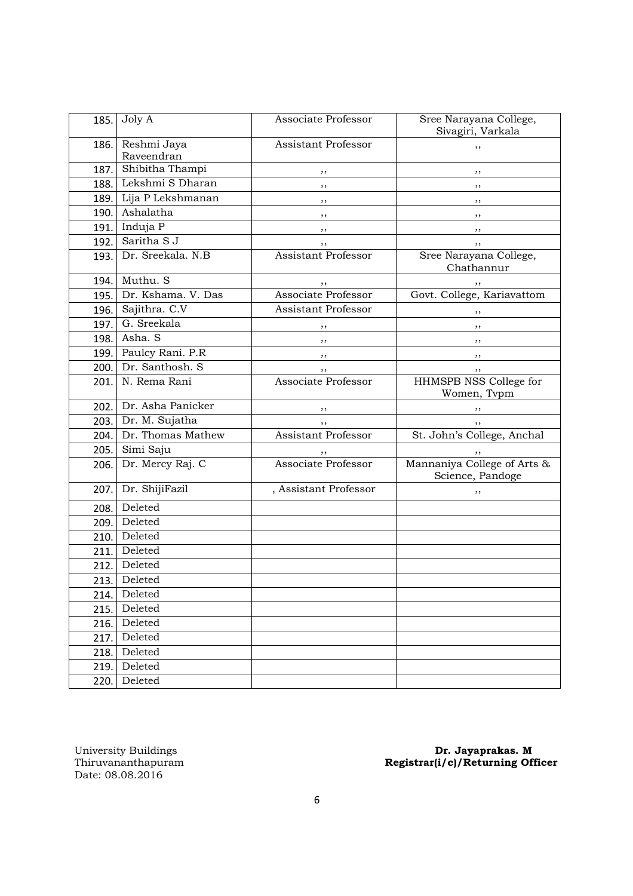| | | | |
|---|---|---|---|
| 185. | Joly A | Associate Professor | Sree Narayana College, Sivagiri, Varkala |
| 186. | Reshmi Jaya Raveendran | Assistant Professor | ,, |
| 187. | Shibitha Thampi | ,, | ,, |
| 188. | Lekshmi S Dharan | ,, | ,, |
| 189. | Lija P Lekshmanan | ,, | ,, |
| 190. | Ashalatha | ,, | ,, |
| 191. | Induja P | ,, | ,, |
| 192. | Saritha S J | ,, | ,, |
| 193. | Dr. Sreekala. N.B | Assistant Professor | Sree Narayana College, Chathannur |
| 194. | Muthu. S | ,, | ,, |
| 195. | Dr. Kshama. V. Das | Associate Professor | Govt. College, Kariavattom |
| 196. | Sajithra. C.V | Assistant Professor | ,, |
| 197. | G. Sreekala | ,, | ,, |
| 198. | Asha. S | ,, | ,, |
| 199. | Paulcy Rani. P.R | ,, | ,, |
| 200. | Dr. Santhosh. S | ,, | ,, |
| 201. | N. Rema Rani | Associate Professor | HHMSPB NSS College for Women, Tvpm |
| 202. | Dr. Asha Panicker | ,, | ,, |
| 203. | Dr. M. Sujatha | ,, | ,, |
| 204. | Dr. Thomas Mathew | Assistant Professor | St. John's College, Anchal |
| 205. | Simi Saju | ,, | ,, |
| 206. | Dr. Mercy Raj. C | Associate Professor | Mannaniya College of Arts & Science, Pandoge |
| 207. | Dr. ShijiFazil | , Assistant Professor | ,, |
| 208. | Deleted | | |
| 209. | Deleted | | |
| 210. | Deleted | | |
| 211. | Deleted | | |
| 212. | Deleted | | |
| 213. | Deleted | | |
| 214. | Deleted | | |
| 215. | Deleted | | |
| 216. | Deleted | | |
| 217. | Deleted | | |
| 218. | Deleted | | |
| 219. | Deleted | | |
| 220. | Deleted | | |

University Buildings
Thiruvananthapuram
Date: 08.08.2016

**Dr. Jayaprakas. M**
**Registrar(i/c)/Returning Officer**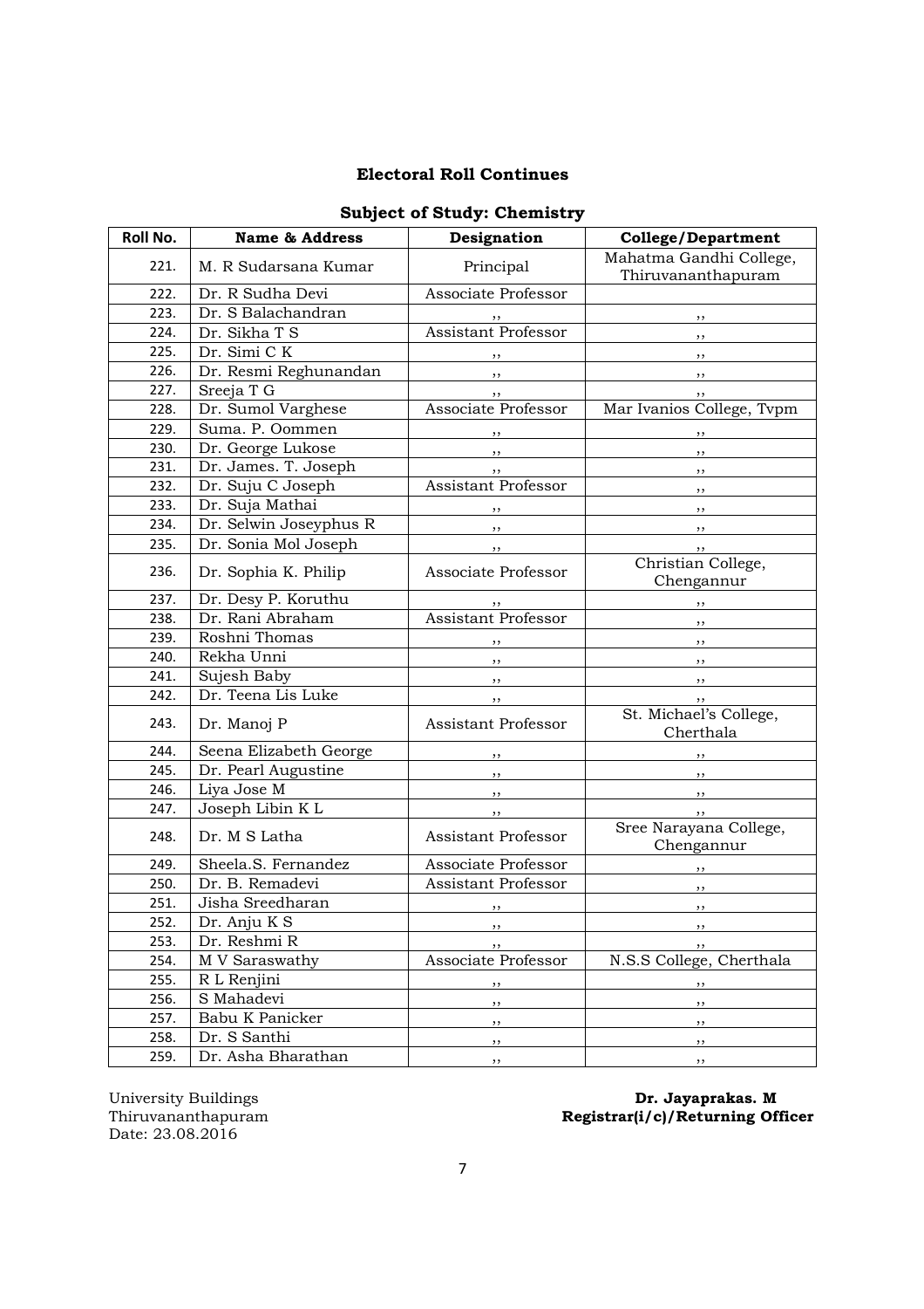**Electoral Roll Continues**

**Subject of Study: Chemistry**

| Roll No. | Name & Address | Designation | College/Department |
|---|---|---|---|
| 221. | M. R Sudarsana Kumar | Principal | Mahatma Gandhi College, Thiruvananthapuram |
| 222. | Dr. R Sudha Devi | Associate Professor | |
| 223. | Dr. S Balachandran | ,, | ,, |
| 224. | Dr. Sikha T S | Assistant Professor | ,, |
| 225. | Dr. Simi C K | ,, | ,, |
| 226. | Dr. Resmi Reghunandan | ,, | ,, |
| 227. | Sreeja T G | ,, | ,, |
| 228. | Dr. Sumol Varghese | Associate Professor | Mar Ivanios College, Tvpm |
| 229. | Suma. P. Oommen | ,, | ,, |
| 230. | Dr. George Lukose | ,, | ,, |
| 231. | Dr. James. T. Joseph | ,, | ,, |
| 232. | Dr. Suju C Joseph | Assistant Professor | ,, |
| 233. | Dr. Suja Mathai | ,, | ,, |
| 234. | Dr. Selwin Joseyphus R | ,, | ,, |
| 235. | Dr. Sonia Mol Joseph | ,, | ,, |
| 236. | Dr. Sophia K. Philip | Associate Professor | Christian College, Chengannur |
| 237. | Dr. Desy P. Koruthu | ,, | ,, |
| 238. | Dr. Rani Abraham | Assistant Professor | ,, |
| 239. | Roshni Thomas | ,, | ,, |
| 240. | Rekha Unni | ,, | ,, |
| 241. | Sujesh Baby | ,, | ,, |
| 242. | Dr. Teena Lis Luke | ,, | ,, |
| 243. | Dr. Manoj P | Assistant Professor | St. Michael's College, Cherthala |
| 244. | Seena Elizabeth George | ,, | ,, |
| 245. | Dr. Pearl Augustine | ,, | ,, |
| 246. | Liya Jose M | ,, | ,, |
| 247. | Joseph Libin K L | ,, | ,, |
| 248. | Dr. M S Latha | Assistant Professor | Sree Narayana College, Chengannur |
| 249. | Sheela.S. Fernandez | Associate Professor | ,, |
| 250. | Dr. B. Remadevi | Assistant Professor | ,, |
| 251. | Jisha Sreedharan | ,, | ,, |
| 252. | Dr. Anju K S | ,, | ,, |
| 253. | Dr. Reshmi R | ,, | ,, |
| 254. | M V Saraswathy | Associate Professor | N.S.S College, Cherthala |
| 255. | R L Renjini | ,, | ,, |
| 256. | S Mahadevi | ,, | ,, |
| 257. | Babu K Panicker | ,, | ,, |
| 258. | Dr. S Santhi | ,, | ,, |
| 259. | Dr. Asha Bharathan | ,, | ,, |

University Buildings
Thiruvananthapuram
Date: 23.08.2016

**Dr. Jayaprakas. M**
**Registrar(i/c)/Returning Officer**